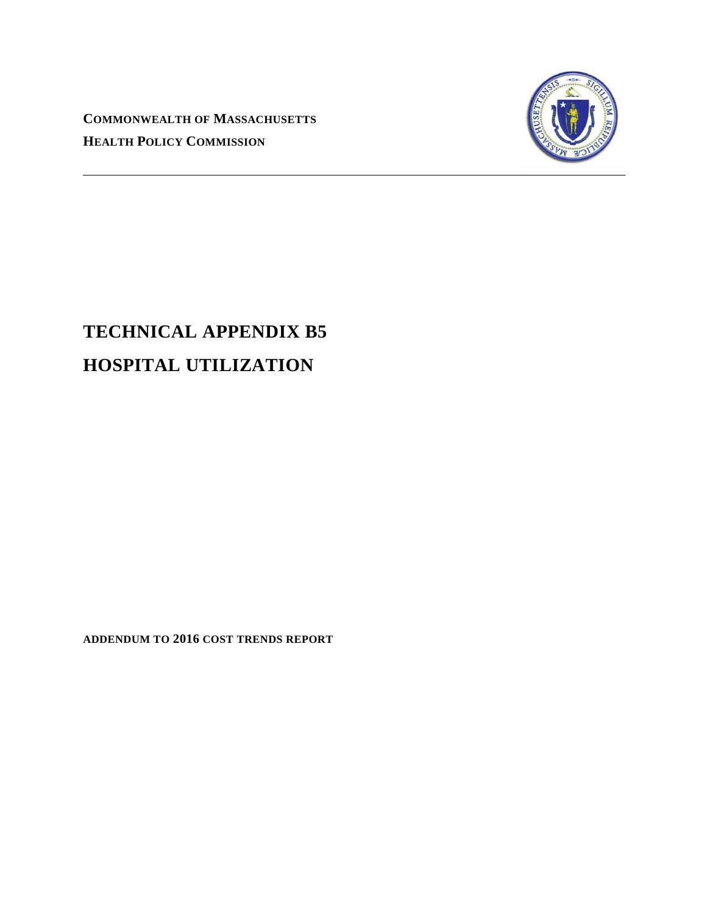**COMMONWEALTH OF MASSACHUSETTS**
**HEALTH POLICY COMMISSION**

# TECHNICAL APPENDIX B5
# HOSPITAL UTILIZATION

**ADDENDUM TO 2016 COST TRENDS REPORT**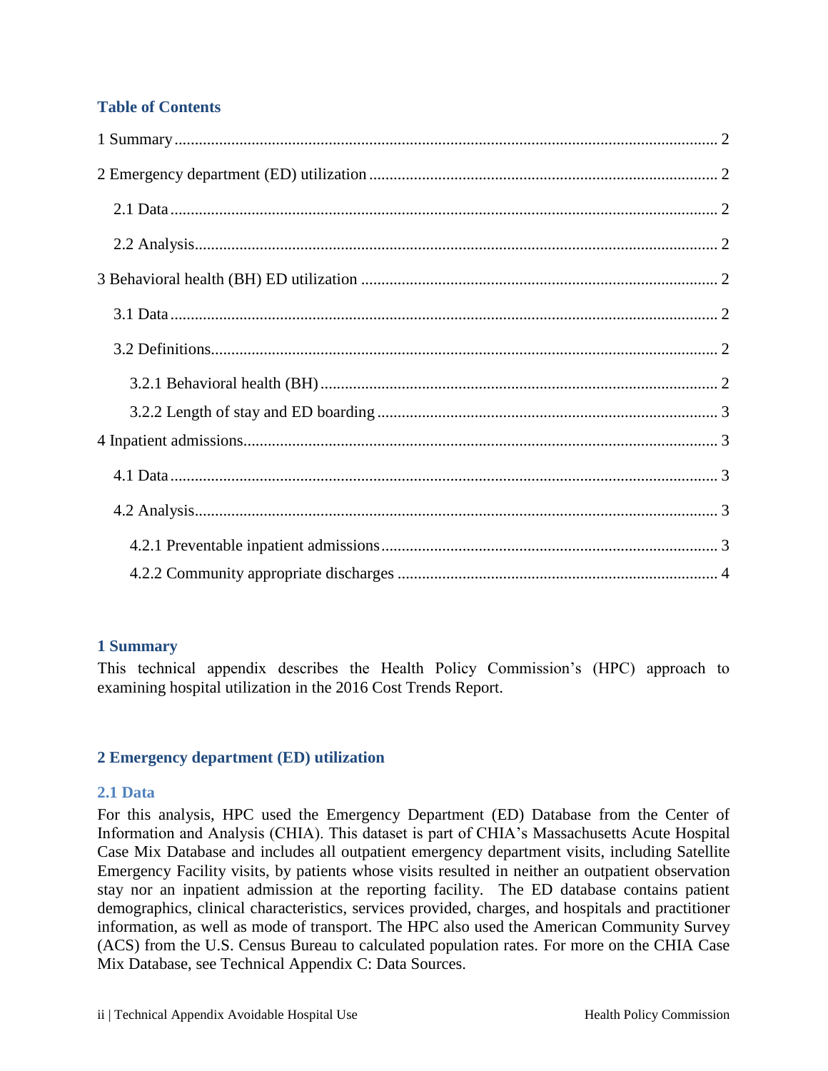### Table of Contents

1 Summary ........ 2

2 Emergency department (ED) utilization ........ 2

2.1 Data ........ 2

2.2 Analysis ........ 2

3 Behavioral health (BH) ED utilization ........ 2

3.1 Data ........ 2

3.2 Definitions ........ 2

3.2.1 Behavioral health (BH) ........ 2

3.2.2 Length of stay and ED boarding ........ 3

4 Inpatient admissions ........ 3

4.1 Data ........ 3

4.2 Analysis ........ 3

4.2.1 Preventable inpatient admissions ........ 3

4.2.2 Community appropriate discharges ........ 4

## 1 Summary

This technical appendix describes the Health Policy Commission's (HPC) approach to examining hospital utilization in the 2016 Cost Trends Report.

## 2 Emergency department (ED) utilization

### 2.1 Data

For this analysis, HPC used the Emergency Department (ED) Database from the Center of Information and Analysis (CHIA). This dataset is part of CHIA's Massachusetts Acute Hospital Case Mix Database and includes all outpatient emergency department visits, including Satellite Emergency Facility visits, by patients whose visits resulted in neither an outpatient observation stay nor an inpatient admission at the reporting facility. The ED database contains patient demographics, clinical characteristics, services provided, charges, and hospitals and practitioner information, as well as mode of transport. The HPC also used the American Community Survey (ACS) from the U.S. Census Bureau to calculated population rates. For more on the CHIA Case Mix Database, see Technical Appendix C: Data Sources.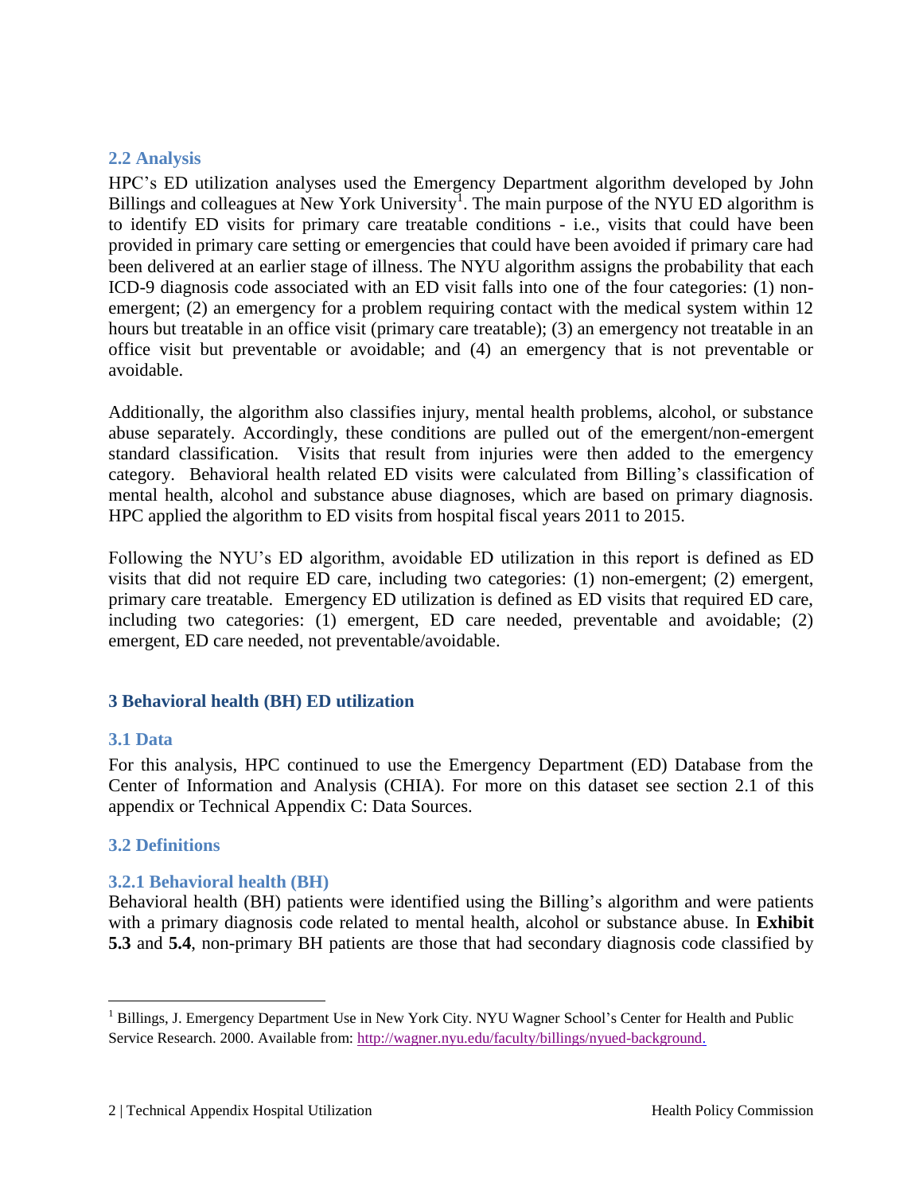### 2.2 Analysis

HPC's ED utilization analyses used the Emergency Department algorithm developed by John Billings and colleagues at New York University[1]. The main purpose of the NYU ED algorithm is to identify ED visits for primary care treatable conditions - i.e., visits that could have been provided in primary care setting or emergencies that could have been avoided if primary care had been delivered at an earlier stage of illness. The NYU algorithm assigns the probability that each ICD-9 diagnosis code associated with an ED visit falls into one of the four categories: (1) non-emergent; (2) an emergency for a problem requiring contact with the medical system within 12 hours but treatable in an office visit (primary care treatable); (3) an emergency not treatable in an office visit but preventable or avoidable; and (4) an emergency that is not preventable or avoidable.

Additionally, the algorithm also classifies injury, mental health problems, alcohol, or substance abuse separately. Accordingly, these conditions are pulled out of the emergent/non-emergent standard classification. Visits that result from injuries were then added to the emergency category. Behavioral health related ED visits were calculated from Billing's classification of mental health, alcohol and substance abuse diagnoses, which are based on primary diagnosis. HPC applied the algorithm to ED visits from hospital fiscal years 2011 to 2015.

Following the NYU's ED algorithm, avoidable ED utilization in this report is defined as ED visits that did not require ED care, including two categories: (1) non-emergent; (2) emergent, primary care treatable. Emergency ED utilization is defined as ED visits that required ED care, including two categories: (1) emergent, ED care needed, preventable and avoidable; (2) emergent, ED care needed, not preventable/avoidable.

## 3 Behavioral health (BH) ED utilization

### 3.1 Data

For this analysis, HPC continued to use the Emergency Department (ED) Database from the Center of Information and Analysis (CHIA). For more on this dataset see section 2.1 of this appendix or Technical Appendix C: Data Sources.

### 3.2 Definitions

#### 3.2.1 Behavioral health (BH)

Behavioral health (BH) patients were identified using the Billing's algorithm and were patients with a primary diagnosis code related to mental health, alcohol or substance abuse. In **Exhibit 5.3** and **5.4**, non-primary BH patients are those that had secondary diagnosis code classified by

---

[1] Billings, J. Emergency Department Use in New York City. NYU Wagner School's Center for Health and Public Service Research. 2000. Available from: http://wagner.nyu.edu/faculty/billings/nyued-background.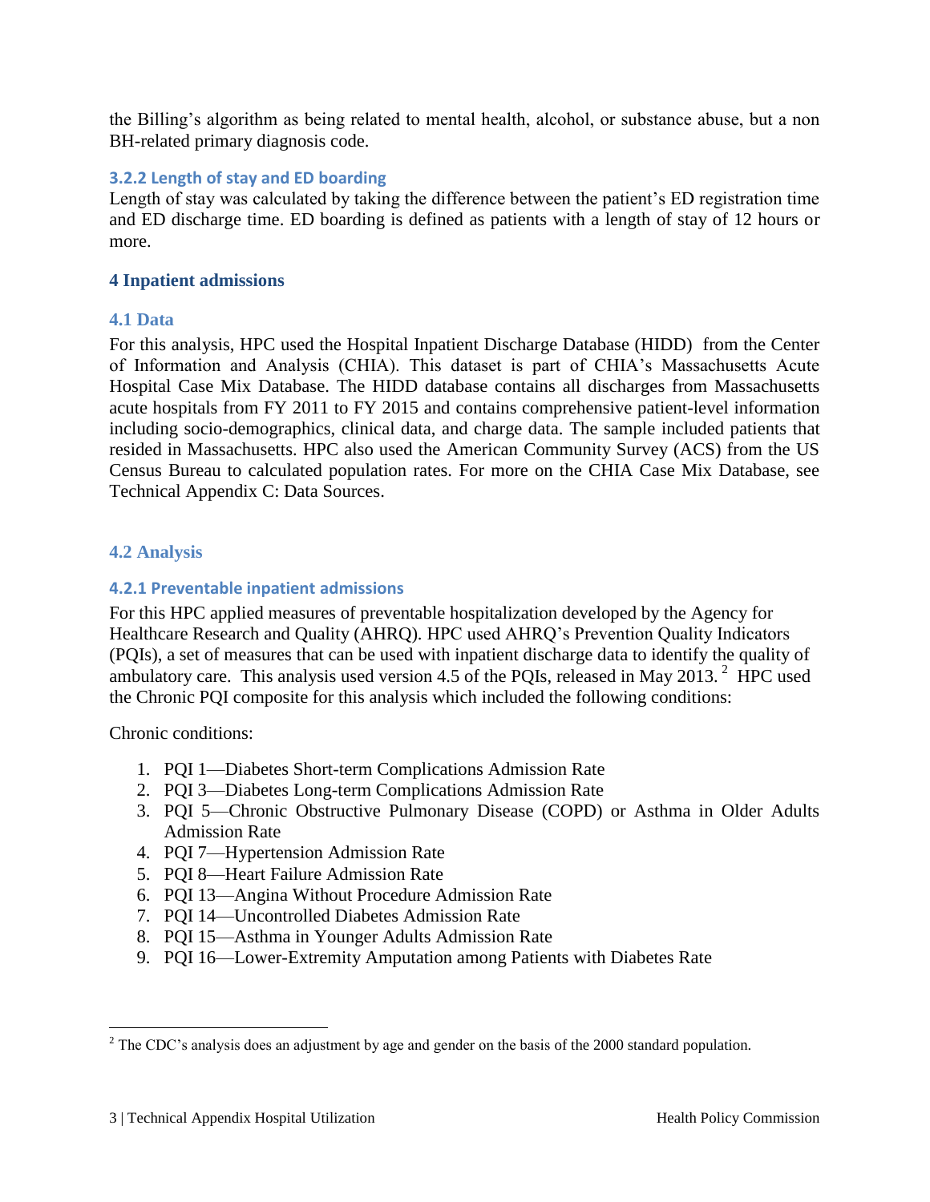the Billing's algorithm as being related to mental health, alcohol, or substance abuse, but a non BH-related primary diagnosis code.

#### 3.2.2 Length of stay and ED boarding

Length of stay was calculated by taking the difference between the patient's ED registration time and ED discharge time. ED boarding is defined as patients with a length of stay of 12 hours or more.

## 4 Inpatient admissions

### 4.1 Data

For this analysis, HPC used the Hospital Inpatient Discharge Database (HIDD) from the Center of Information and Analysis (CHIA). This dataset is part of CHIA's Massachusetts Acute Hospital Case Mix Database. The HIDD database contains all discharges from Massachusetts acute hospitals from FY 2011 to FY 2015 and contains comprehensive patient-level information including socio-demographics, clinical data, and charge data. The sample included patients that resided in Massachusetts. HPC also used the American Community Survey (ACS) from the US Census Bureau to calculated population rates. For more on the CHIA Case Mix Database, see Technical Appendix C: Data Sources.

### 4.2 Analysis

#### 4.2.1 Preventable inpatient admissions

For this HPC applied measures of preventable hospitalization developed by the Agency for Healthcare Research and Quality (AHRQ). HPC used AHRQ's Prevention Quality Indicators (PQIs), a set of measures that can be used with inpatient discharge data to identify the quality of ambulatory care. This analysis used version 4.5 of the PQIs, released in May 2013.[2] HPC used the Chronic PQI composite for this analysis which included the following conditions:

Chronic conditions:

1. PQI 1—Diabetes Short-term Complications Admission Rate
2. PQI 3—Diabetes Long-term Complications Admission Rate
3. PQI 5—Chronic Obstructive Pulmonary Disease (COPD) or Asthma in Older Adults Admission Rate
4. PQI 7—Hypertension Admission Rate
5. PQI 8—Heart Failure Admission Rate
6. PQI 13—Angina Without Procedure Admission Rate
7. PQI 14—Uncontrolled Diabetes Admission Rate
8. PQI 15—Asthma in Younger Adults Admission Rate
9. PQI 16—Lower-Extremity Amputation among Patients with Diabetes Rate

[2] The CDC's analysis does an adjustment by age and gender on the basis of the 2000 standard population.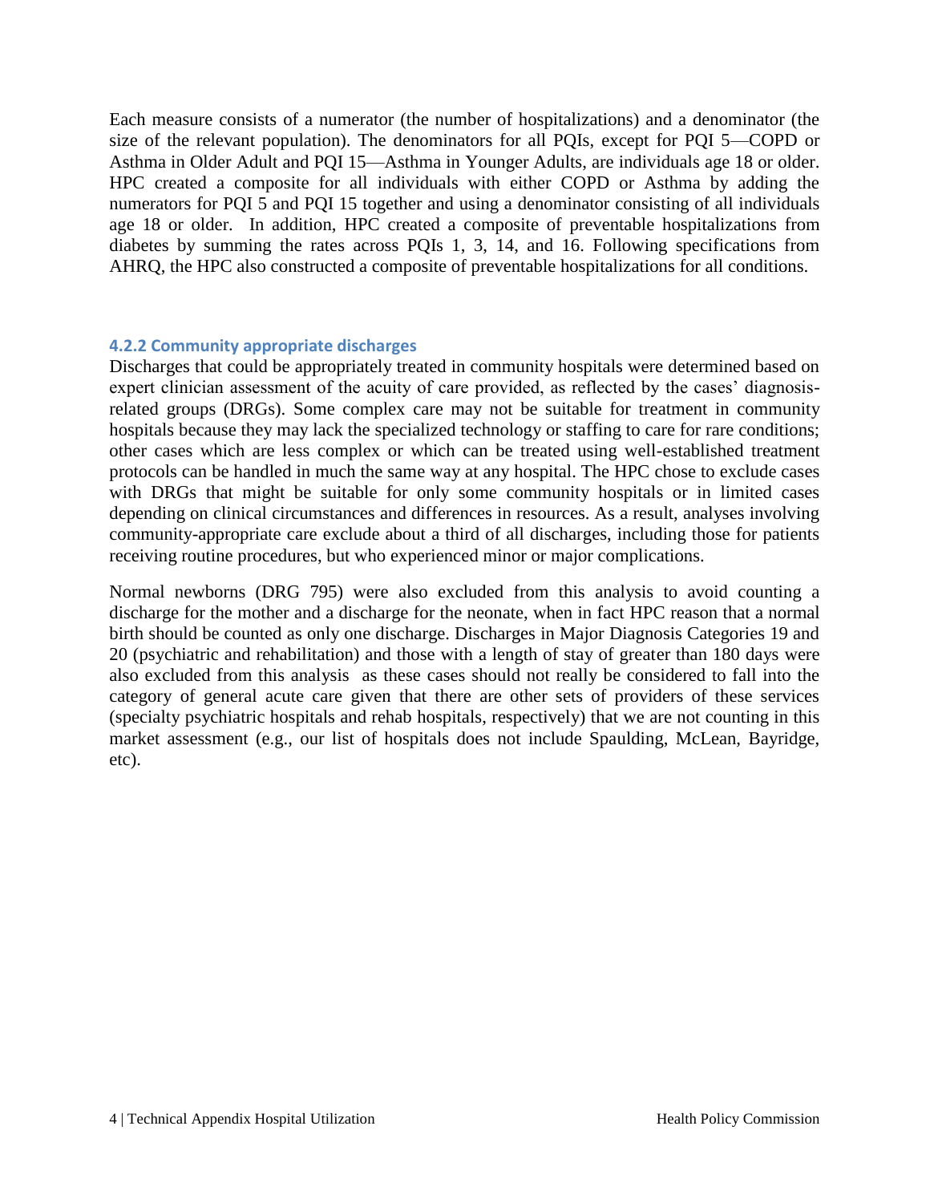Each measure consists of a numerator (the number of hospitalizations) and a denominator (the size of the relevant population). The denominators for all PQIs, except for PQI 5—COPD or Asthma in Older Adult and PQI 15—Asthma in Younger Adults, are individuals age 18 or older. HPC created a composite for all individuals with either COPD or Asthma by adding the numerators for PQI 5 and PQI 15 together and using a denominator consisting of all individuals age 18 or older. In addition, HPC created a composite of preventable hospitalizations from diabetes by summing the rates across PQIs 1, 3, 14, and 16. Following specifications from AHRQ, the HPC also constructed a composite of preventable hospitalizations for all conditions.

### 4.2.2 Community appropriate discharges

Discharges that could be appropriately treated in community hospitals were determined based on expert clinician assessment of the acuity of care provided, as reflected by the cases' diagnosis-related groups (DRGs). Some complex care may not be suitable for treatment in community hospitals because they may lack the specialized technology or staffing to care for rare conditions; other cases which are less complex or which can be treated using well-established treatment protocols can be handled in much the same way at any hospital. The HPC chose to exclude cases with DRGs that might be suitable for only some community hospitals or in limited cases depending on clinical circumstances and differences in resources. As a result, analyses involving community-appropriate care exclude about a third of all discharges, including those for patients receiving routine procedures, but who experienced minor or major complications.

Normal newborns (DRG 795) were also excluded from this analysis to avoid counting a discharge for the mother and a discharge for the neonate, when in fact HPC reason that a normal birth should be counted as only one discharge. Discharges in Major Diagnosis Categories 19 and 20 (psychiatric and rehabilitation) and those with a length of stay of greater than 180 days were also excluded from this analysis as these cases should not really be considered to fall into the category of general acute care given that there are other sets of providers of these services (specialty psychiatric hospitals and rehab hospitals, respectively) that we are not counting in this market assessment (e.g., our list of hospitals does not include Spaulding, McLean, Bayridge, etc).